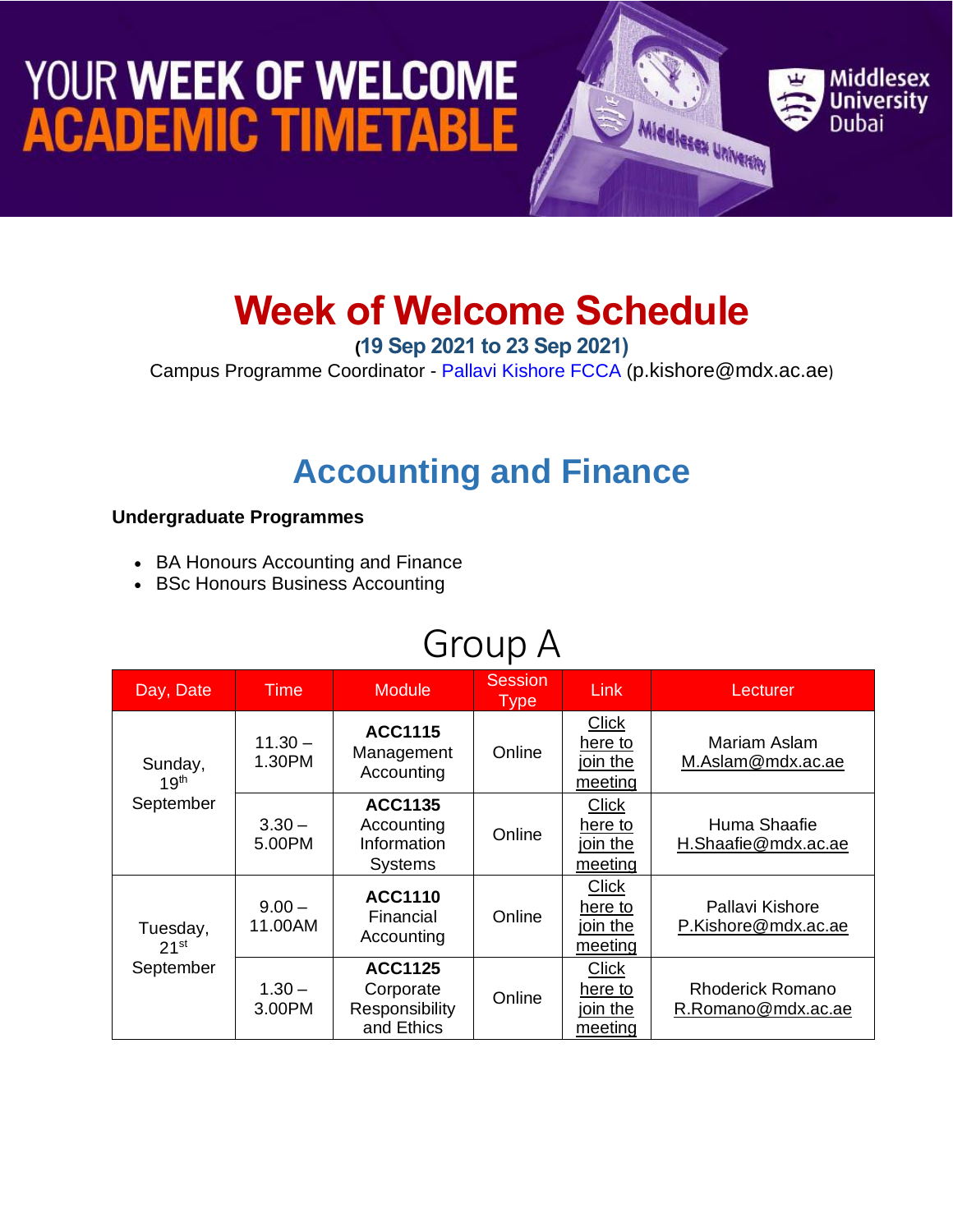# YOUR WEEK OF WELCOME ACADEMIC TIMETABLE

Middlesex University Dubai

# Week of Welcome Schedule

**(19 Sep 2021 to 23 Sep 2021)**

Campus Programme Coordinator - Pallavi Kishore FCCA (p.kishore@mdx.ac.ae)

## Accounting and Finance

**Undergraduate Programmes**

- BA Honours Accounting and Finance
- BSc Honours Business Accounting

### Group A

| Day, Date | Time | Module | Session Type | Link | Lecturer |
|---|---|---|---|---|---|
| Sunday, 19th September | 11.30 – 1.30PM | **ACC1115** Management Accounting | Online | Click here to join the meeting | Mariam Aslam M.Aslam@mdx.ac.ae |
| | 3.30 – 5.00PM | **ACC1135** Accounting Information Systems | Online | Click here to join the meeting | Huma Shaafie H.Shaafie@mdx.ac.ae |
| Tuesday, 21st September | 9.00 – 11.00AM | **ACC1110** Financial Accounting | Online | Click here to join the meeting | Pallavi Kishore P.Kishore@mdx.ac.ae |
| | 1.30 – 3.00PM | **ACC1125** Corporate Responsibility and Ethics | Online | Click here to join the meeting | Rhoderick Romano R.Romano@mdx.ac.ae |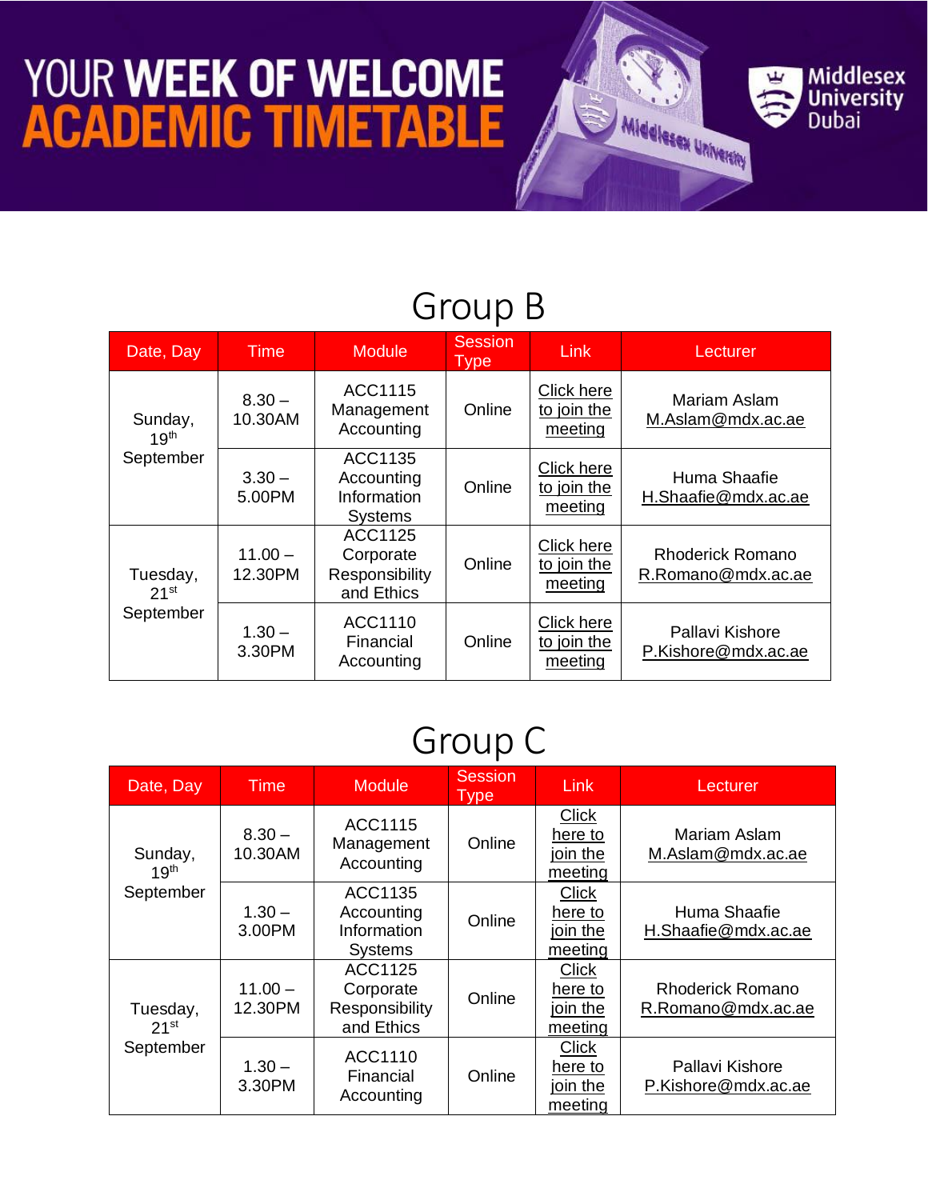# YOUR WEEK OF WELCOME ACADEMIC TIMETABLE

Middlesex University Dubai

## Group B

| Date, Day | Time | Module | Session Type | Link | Lecturer |
|---|---|---|---|---|---|
| Sunday, 19th September | 8.30 – 10.30AM | ACC1115 Management Accounting | Online | Click here to join the meeting | Mariam Aslam M.Aslam@mdx.ac.ae |
| | 3.30 – 5.00PM | ACC1135 Accounting Information Systems | Online | Click here to join the meeting | Huma Shaafie H.Shaafie@mdx.ac.ae |
| Tuesday, 21st September | 11.00 – 12.30PM | ACC1125 Corporate Responsibility and Ethics | Online | Click here to join the meeting | Rhoderick Romano R.Romano@mdx.ac.ae |
| | 1.30 – 3.30PM | ACC1110 Financial Accounting | Online | Click here to join the meeting | Pallavi Kishore P.Kishore@mdx.ac.ae |

## Group C

| Date, Day | Time | Module | Session Type | Link | Lecturer |
|---|---|---|---|---|---|
| Sunday, 19th September | 8.30 – 10.30AM | ACC1115 Management Accounting | Online | Click here to join the meeting | Mariam Aslam M.Aslam@mdx.ac.ae |
| | 1.30 – 3.00PM | ACC1135 Accounting Information Systems | Online | Click here to join the meeting | Huma Shaafie H.Shaafie@mdx.ac.ae |
| Tuesday, 21st September | 11.00 – 12.30PM | ACC1125 Corporate Responsibility and Ethics | Online | Click here to join the meeting | Rhoderick Romano R.Romano@mdx.ac.ae |
| | 1.30 – 3.30PM | ACC1110 Financial Accounting | Online | Click here to join the meeting | Pallavi Kishore P.Kishore@mdx.ac.ae |